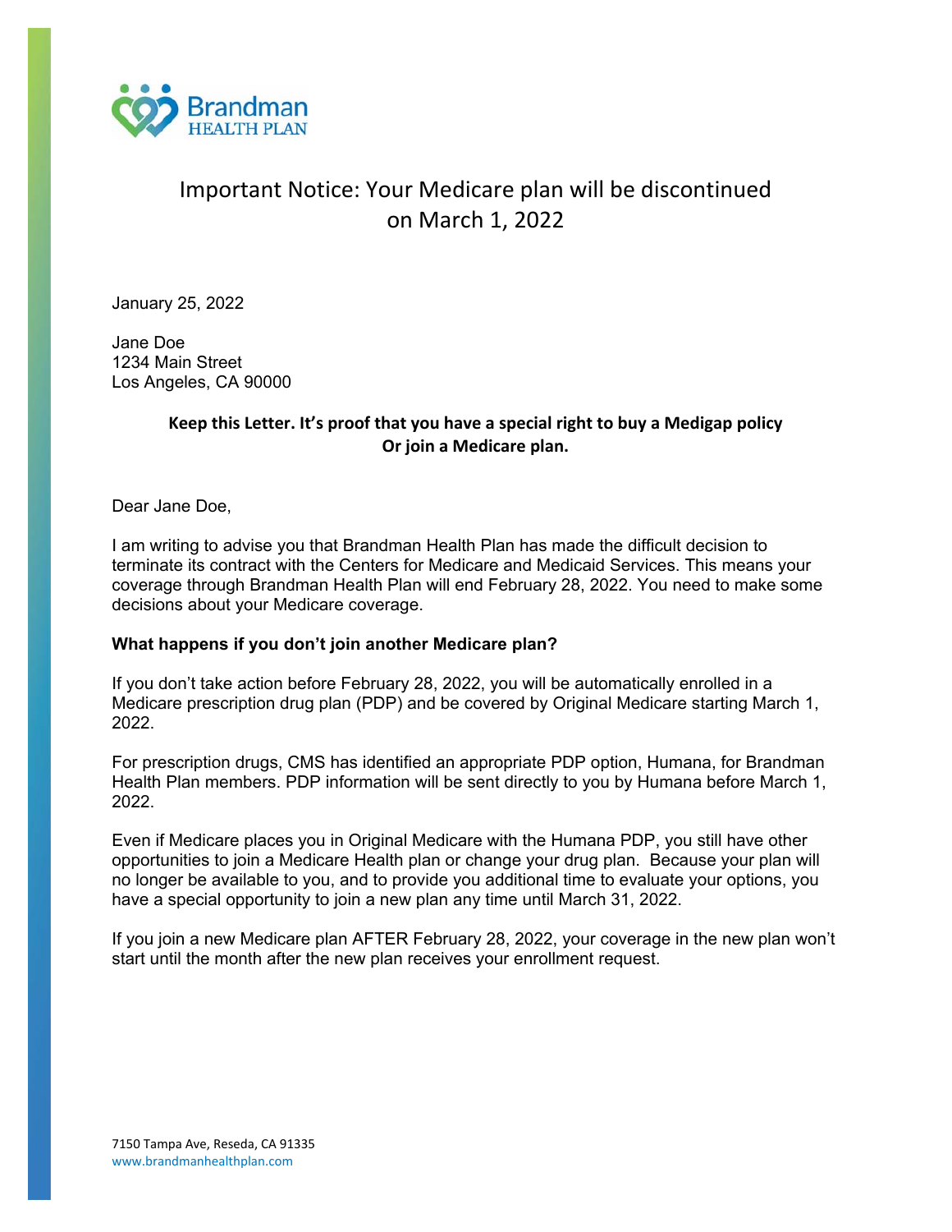Brandman
HEALTH PLAN

# Important Notice: Your Medicare plan will be discontinued on March 1, 2022

January 25, 2022

Jane Doe
1234 Main Street
Los Angeles, CA 90000

**Keep this Letter. It's proof that you have a special right to buy a Medigap policy Or join a Medicare plan.**

Dear Jane Doe,

I am writing to advise you that Brandman Health Plan has made the difficult decision to terminate its contract with the Centers for Medicare and Medicaid Services. This means your coverage through Brandman Health Plan will end February 28, 2022. You need to make some decisions about your Medicare coverage.

**What happens if you don't join another Medicare plan?**

If you don't take action before February 28, 2022, you will be automatically enrolled in a Medicare prescription drug plan (PDP) and be covered by Original Medicare starting March 1, 2022.

For prescription drugs, CMS has identified an appropriate PDP option, Humana, for Brandman Health Plan members. PDP information will be sent directly to you by Humana before March 1, 2022.

Even if Medicare places you in Original Medicare with the Humana PDP, you still have other opportunities to join a Medicare Health plan or change your drug plan. Because your plan will no longer be available to you, and to provide you additional time to evaluate your options, you have a special opportunity to join a new plan any time until March 31, 2022.

If you join a new Medicare plan AFTER February 28, 2022, your coverage in the new plan won't start until the month after the new plan receives your enrollment request.

7150 Tampa Ave, Reseda, CA 91335
www.brandmanhealthplan.com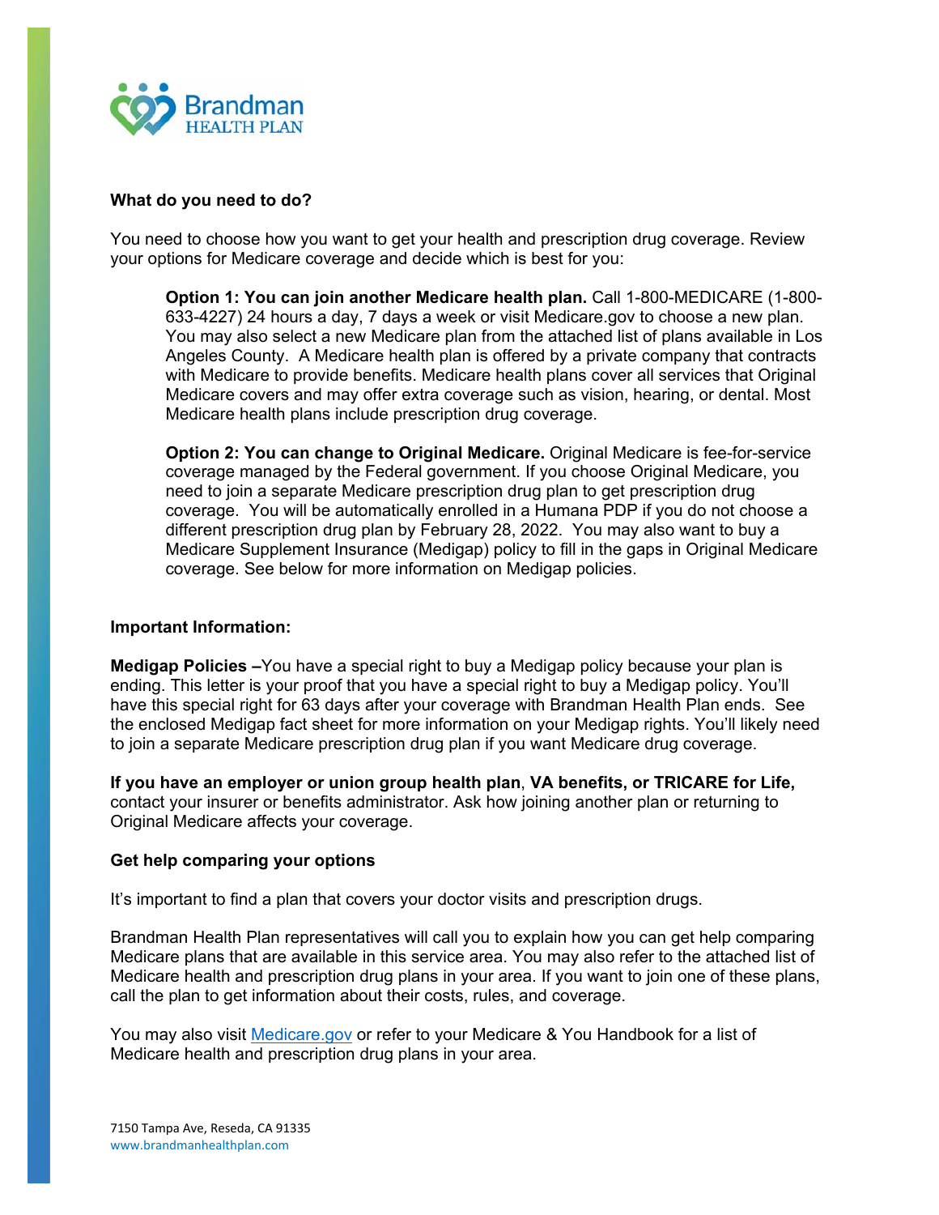### What do you need to do?

You need to choose how you want to get your health and prescription drug coverage. Review your options for Medicare coverage and decide which is best for you:

> **Option 1: You can join another Medicare health plan.** Call 1-800-MEDICARE (1-800-633-4227) 24 hours a day, 7 days a week or visit Medicare.gov to choose a new plan. You may also select a new Medicare plan from the attached list of plans available in Los Angeles County. A Medicare health plan is offered by a private company that contracts with Medicare to provide benefits. Medicare health plans cover all services that Original Medicare covers and may offer extra coverage such as vision, hearing, or dental. Most Medicare health plans include prescription drug coverage.
>
> **Option 2: You can change to Original Medicare.** Original Medicare is fee-for-service coverage managed by the Federal government. If you choose Original Medicare, you need to join a separate Medicare prescription drug plan to get prescription drug coverage. You will be automatically enrolled in a Humana PDP if you do not choose a different prescription drug plan by February 28, 2022. You may also want to buy a Medicare Supplement Insurance (Medigap) policy to fill in the gaps in Original Medicare coverage. See below for more information on Medigap policies.

### Important Information:

**Medigap Policies –**You have a special right to buy a Medigap policy because your plan is ending. This letter is your proof that you have a special right to buy a Medigap policy. You'll have this special right for 63 days after your coverage with Brandman Health Plan ends. See the enclosed Medigap fact sheet for more information on your Medigap rights. You'll likely need to join a separate Medicare prescription drug plan if you want Medicare drug coverage.

**If you have an employer or union group health plan**, **VA benefits, or TRICARE for Life,** contact your insurer or benefits administrator. Ask how joining another plan or returning to Original Medicare affects your coverage.

### Get help comparing your options

It's important to find a plan that covers your doctor visits and prescription drugs.

Brandman Health Plan representatives will call you to explain how you can get help comparing Medicare plans that are available in this service area. You may also refer to the attached list of Medicare health and prescription drug plans in your area. If you want to join one of these plans, call the plan to get information about their costs, rules, and coverage.

You may also visit Medicare.gov or refer to your Medicare & You Handbook for a list of Medicare health and prescription drug plans in your area.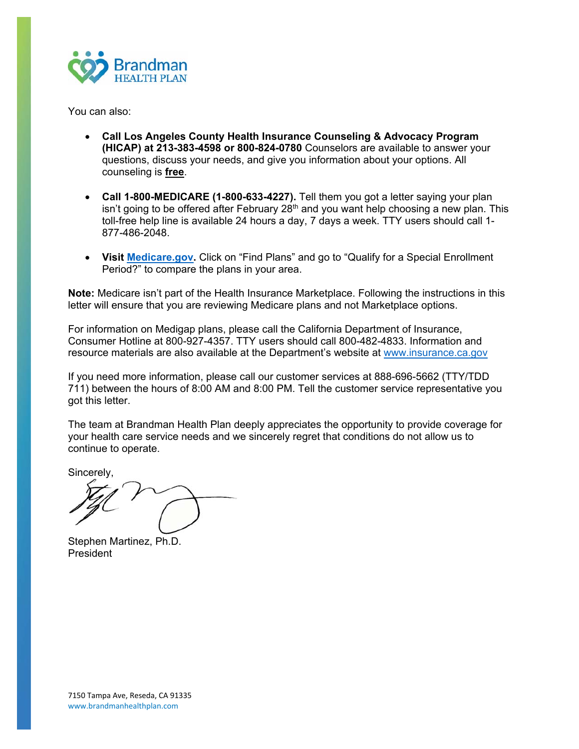Brandman HEALTH PLAN

You can also:

- **Call Los Angeles County Health Insurance Counseling & Advocacy Program (HICAP) at 213-383-4598 or 800-824-0780** Counselors are available to answer your questions, discuss your needs, and give you information about your options. All counseling is **free**.
- **Call 1-800-MEDICARE (1-800-633-4227).** Tell them you got a letter saying your plan isn't going to be offered after February 28th and you want help choosing a new plan. This toll-free help line is available 24 hours a day, 7 days a week. TTY users should call 1-877-486-2048.
- **Visit Medicare.gov.** Click on "Find Plans" and go to "Qualify for a Special Enrollment Period?" to compare the plans in your area.

**Note:** Medicare isn't part of the Health Insurance Marketplace. Following the instructions in this letter will ensure that you are reviewing Medicare plans and not Marketplace options.

For information on Medigap plans, please call the California Department of Insurance, Consumer Hotline at 800-927-4357. TTY users should call 800-482-4833. Information and resource materials are also available at the Department's website at www.insurance.ca.gov

If you need more information, please call our customer services at 888-696-5662 (TTY/TDD 711) between the hours of 8:00 AM and 8:00 PM. Tell the customer service representative you got this letter.

The team at Brandman Health Plan deeply appreciates the opportunity to provide coverage for your health care service needs and we sincerely regret that conditions do not allow us to continue to operate.

Sincerely,

Stephen Martinez, Ph.D.
President

7150 Tampa Ave, Reseda, CA 91335
www.brandmanhealthplan.com